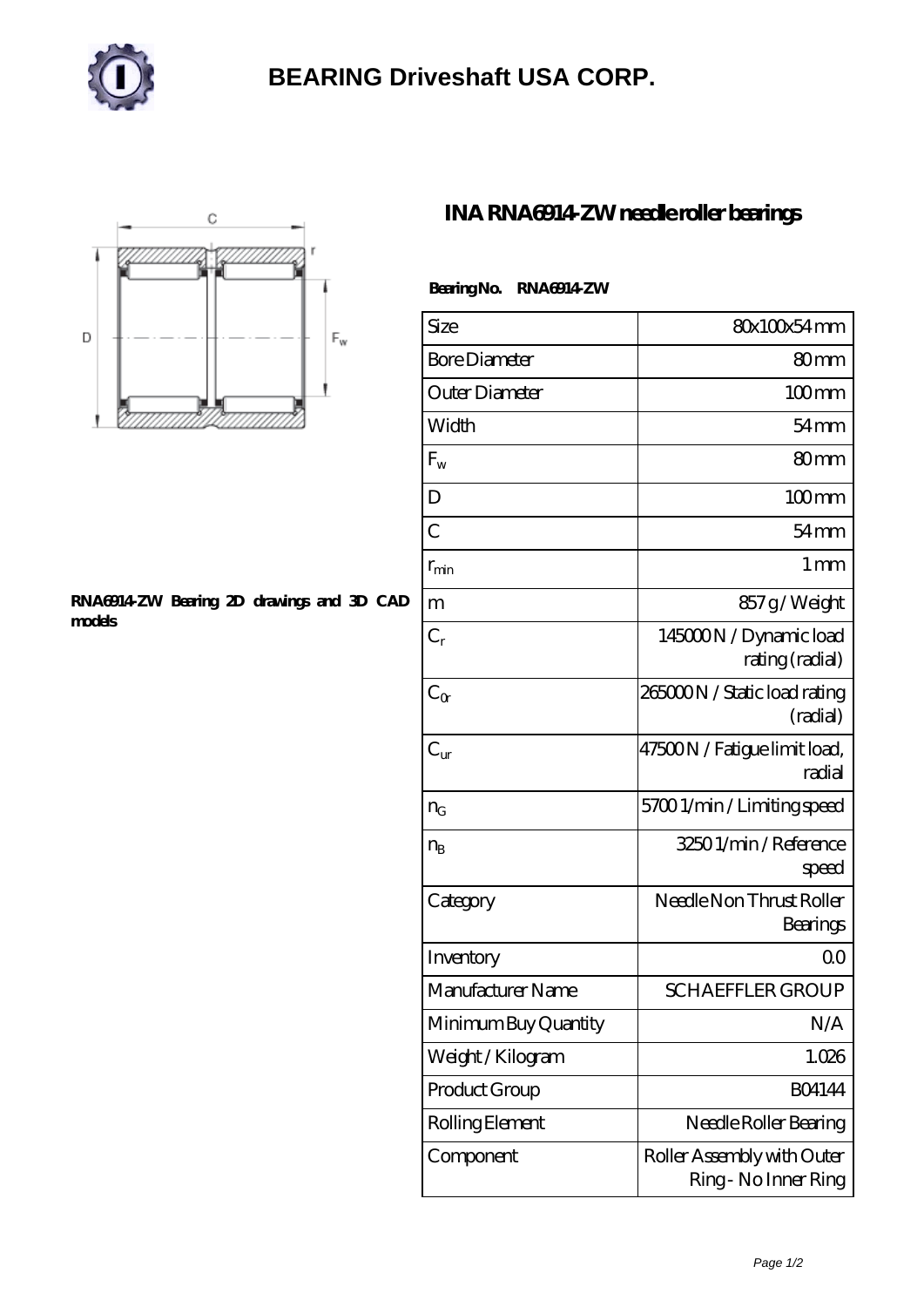# BEARING Driveshaft USA CORP.

## INA RNA6914-ZW needle roller bearings

**RNA6914-ZW Bearing 2D drawings and 3D CAD models**

**Bearing No. RNA6914-ZW**

| | |
|---|---|
| Size | 80x100x54 mm |
| Bore Diameter | 80 mm |
| Outer Diameter | 100 mm |
| Width | 54 mm |
| $F_w$ | 80 mm |
| D | 100 mm |
| C | 54 mm |
| $r_{min}$ | 1 mm |
| m | 857 g / Weight |
| $C_r$ | 145000 N / Dynamic load rating (radial) |
| $C_{0r}$ | 265000 N / Static load rating (radial) |
| $C_{ur}$ | 47500 N / Fatigue limit load, radial |
| $n_G$ | 5700 1/min / Limiting speed |
| $n_B$ | 3250 1/min / Reference speed |
| Category | Needle Non Thrust Roller Bearings |
| Inventory | 0.0 |
| Manufacturer Name | SCHAEFFLER GROUP |
| Minimum Buy Quantity | N/A |
| Weight / Kilogram | 1.026 |
| Product Group | B04144 |
| Rolling Element | Needle Roller Bearing |
| Component | Roller Assembly with Outer Ring - No Inner Ring |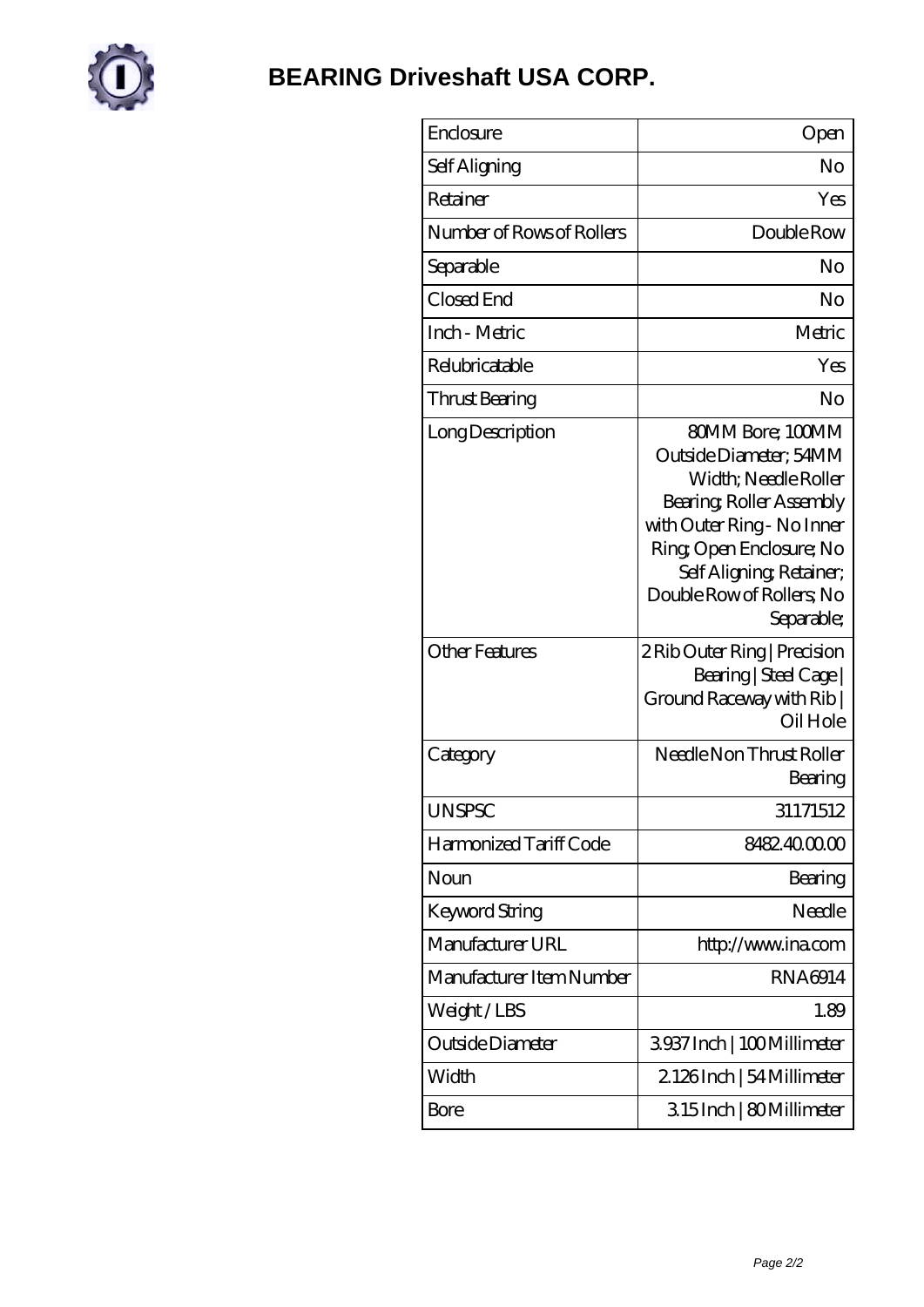# BEARING Driveshaft USA CORP.

| | |
|---|---|
| Enclosure | Open |
| Self Aligning | No |
| Retainer | Yes |
| Number of Rows of Rollers | Double Row |
| Separable | No |
| Closed End | No |
| Inch - Metric | Metric |
| Relubricatable | Yes |
| Thrust Bearing | No |
| Long Description | 80MM Bore; 100MM Outside Diameter; 54MM Width; Needle Roller Bearing; Roller Assembly with Outer Ring - No Inner Ring; Open Enclosure; No Self Aligning; Retainer; Double Row of Rollers; No Separable; |
| Other Features | 2 Rib Outer Ring \| Precision Bearing \| Steel Cage \| Ground Raceway with Rib \| Oil Hole |
| Category | Needle Non Thrust Roller Bearing |
| UNSPSC | 31171512 |
| Harmonized Tariff Code | 8482.40.00.00 |
| Noun | Bearing |
| Keyword String | Needle |
| Manufacturer URL | http://www.ina.com |
| Manufacturer Item Number | RNA6914 |
| Weight / LBS | 1.89 |
| Outside Diameter | 3.937 Inch \| 100 Millimeter |
| Width | 2.126 Inch \| 54 Millimeter |
| Bore | 3.15 Inch \| 80 Millimeter |